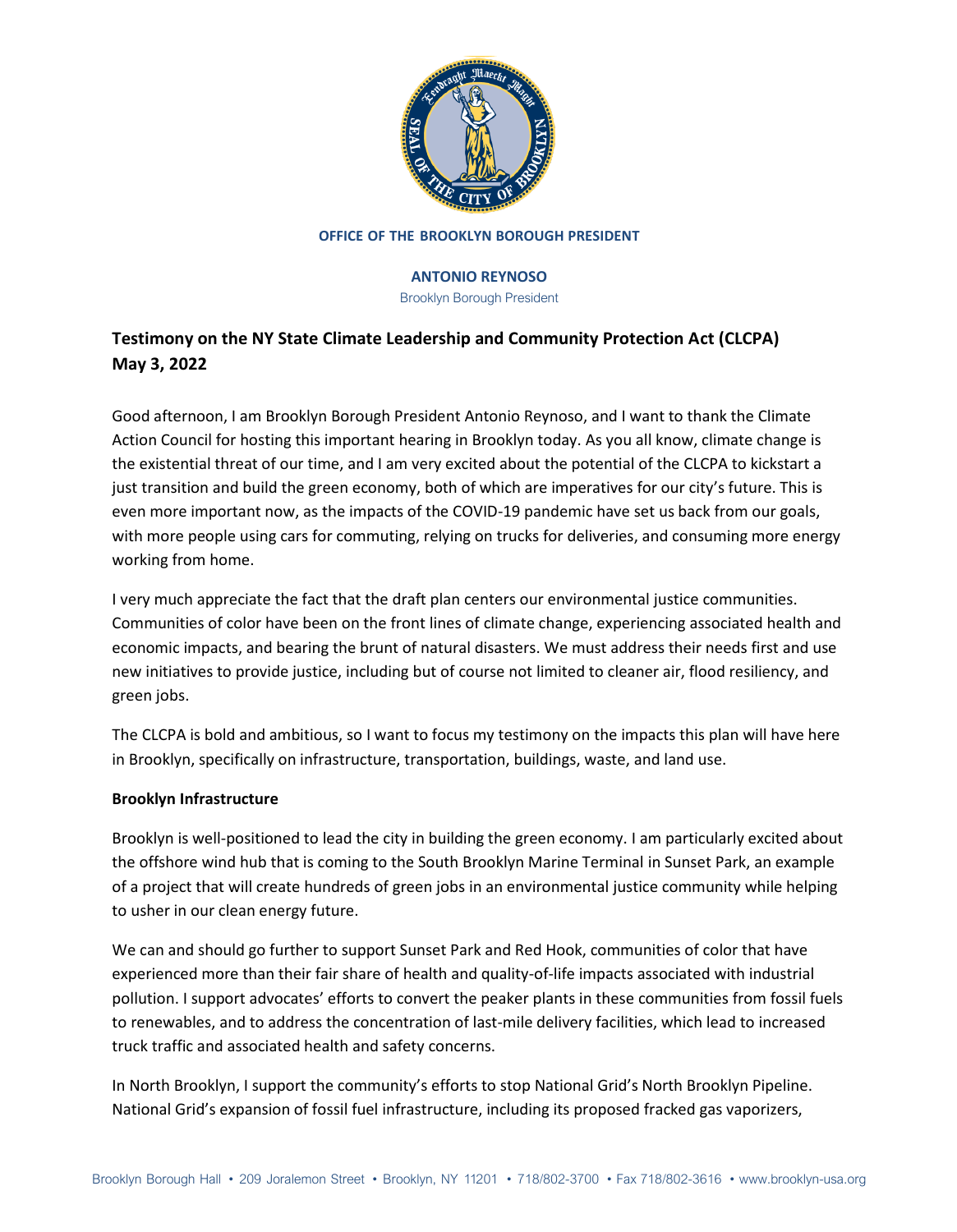OFFICE OF THE BROOKLYN BOROUGH PRESIDENT

**ANTONIO REYNOSO**
Brooklyn Borough President

## Testimony on the NY State Climate Leadership and Community Protection Act (CLCPA)
## May 3, 2022

Good afternoon, I am Brooklyn Borough President Antonio Reynoso, and I want to thank the Climate Action Council for hosting this important hearing in Brooklyn today. As you all know, climate change is the existential threat of our time, and I am very excited about the potential of the CLCPA to kickstart a just transition and build the green economy, both of which are imperatives for our city's future. This is even more important now, as the impacts of the COVID-19 pandemic have set us back from our goals, with more people using cars for commuting, relying on trucks for deliveries, and consuming more energy working from home.

I very much appreciate the fact that the draft plan centers our environmental justice communities. Communities of color have been on the front lines of climate change, experiencing associated health and economic impacts, and bearing the brunt of natural disasters. We must address their needs first and use new initiatives to provide justice, including but of course not limited to cleaner air, flood resiliency, and green jobs.

The CLCPA is bold and ambitious, so I want to focus my testimony on the impacts this plan will have here in Brooklyn, specifically on infrastructure, transportation, buildings, waste, and land use.

**Brooklyn Infrastructure**

Brooklyn is well-positioned to lead the city in building the green economy. I am particularly excited about the offshore wind hub that is coming to the South Brooklyn Marine Terminal in Sunset Park, an example of a project that will create hundreds of green jobs in an environmental justice community while helping to usher in our clean energy future.

We can and should go further to support Sunset Park and Red Hook, communities of color that have experienced more than their fair share of health and quality-of-life impacts associated with industrial pollution. I support advocates' efforts to convert the peaker plants in these communities from fossil fuels to renewables, and to address the concentration of last-mile delivery facilities, which lead to increased truck traffic and associated health and safety concerns.

In North Brooklyn, I support the community's efforts to stop National Grid's North Brooklyn Pipeline. National Grid's expansion of fossil fuel infrastructure, including its proposed fracked gas vaporizers,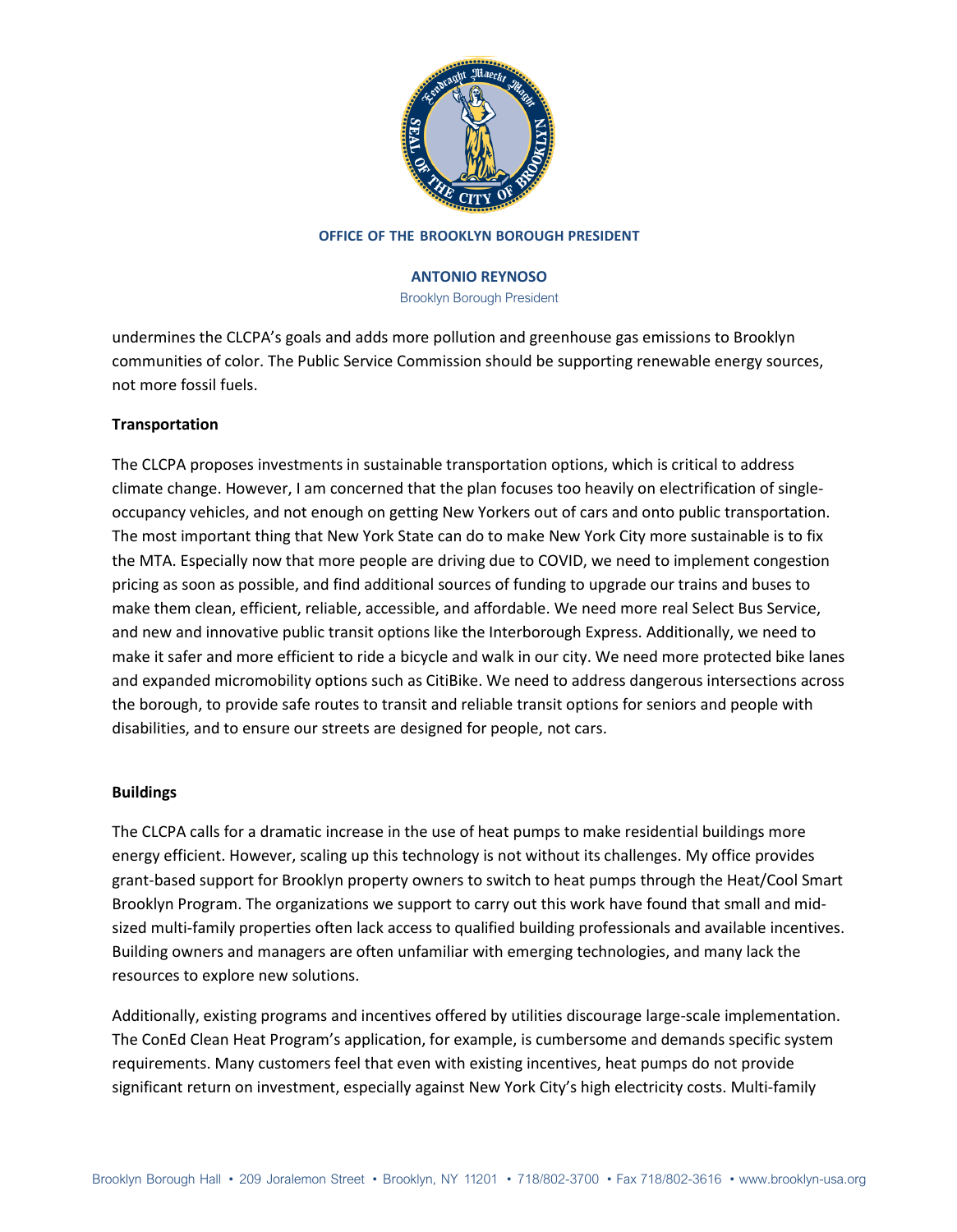undermines the CLCPA's goals and adds more pollution and greenhouse gas emissions to Brooklyn communities of color. The Public Service Commission should be supporting renewable energy sources, not more fossil fuels.

**Transportation**

The CLCPA proposes investments in sustainable transportation options, which is critical to address climate change. However, I am concerned that the plan focuses too heavily on electrification of single-occupancy vehicles, and not enough on getting New Yorkers out of cars and onto public transportation. The most important thing that New York State can do to make New York City more sustainable is to fix the MTA. Especially now that more people are driving due to COVID, we need to implement congestion pricing as soon as possible, and find additional sources of funding to upgrade our trains and buses to make them clean, efficient, reliable, accessible, and affordable. We need more real Select Bus Service, and new and innovative public transit options like the Interborough Express. Additionally, we need to make it safer and more efficient to ride a bicycle and walk in our city. We need more protected bike lanes and expanded micromobility options such as CitiBike. We need to address dangerous intersections across the borough, to provide safe routes to transit and reliable transit options for seniors and people with disabilities, and to ensure our streets are designed for people, not cars.

**Buildings**

The CLCPA calls for a dramatic increase in the use of heat pumps to make residential buildings more energy efficient. However, scaling up this technology is not without its challenges. My office provides grant-based support for Brooklyn property owners to switch to heat pumps through the Heat/Cool Smart Brooklyn Program. The organizations we support to carry out this work have found that small and mid-sized multi-family properties often lack access to qualified building professionals and available incentives. Building owners and managers are often unfamiliar with emerging technologies, and many lack the resources to explore new solutions.

Additionally, existing programs and incentives offered by utilities discourage large-scale implementation. The ConEd Clean Heat Program's application, for example, is cumbersome and demands specific system requirements. Many customers feel that even with existing incentives, heat pumps do not provide significant return on investment, especially against New York City's high electricity costs. Multi-family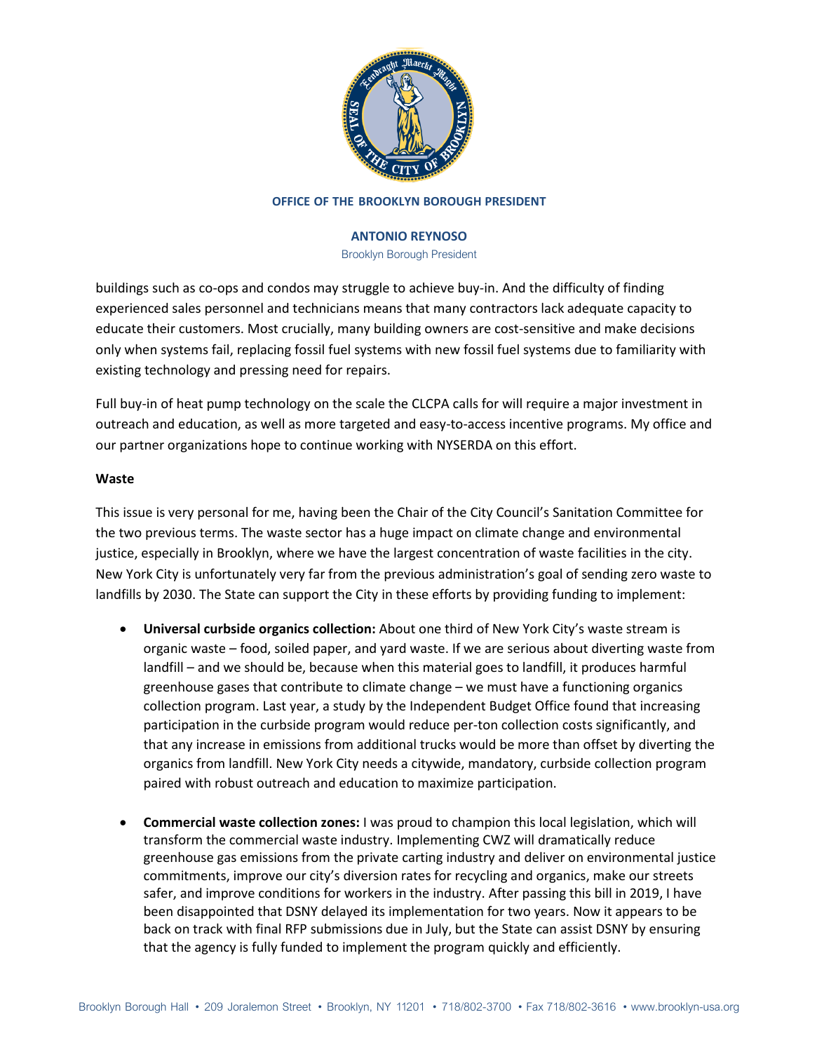buildings such as co-ops and condos may struggle to achieve buy-in. And the difficulty of finding experienced sales personnel and technicians means that many contractors lack adequate capacity to educate their customers. Most crucially, many building owners are cost-sensitive and make decisions only when systems fail, replacing fossil fuel systems with new fossil fuel systems due to familiarity with existing technology and pressing need for repairs.

Full buy-in of heat pump technology on the scale the CLCPA calls for will require a major investment in outreach and education, as well as more targeted and easy-to-access incentive programs. My office and our partner organizations hope to continue working with NYSERDA on this effort.

**Waste**

This issue is very personal for me, having been the Chair of the City Council's Sanitation Committee for the two previous terms. The waste sector has a huge impact on climate change and environmental justice, especially in Brooklyn, where we have the largest concentration of waste facilities in the city. New York City is unfortunately very far from the previous administration's goal of sending zero waste to landfills by 2030. The State can support the City in these efforts by providing funding to implement:

- **Universal curbside organics collection:** About one third of New York City's waste stream is organic waste – food, soiled paper, and yard waste. If we are serious about diverting waste from landfill – and we should be, because when this material goes to landfill, it produces harmful greenhouse gases that contribute to climate change – we must have a functioning organics collection program. Last year, a study by the Independent Budget Office found that increasing participation in the curbside program would reduce per-ton collection costs significantly, and that any increase in emissions from additional trucks would be more than offset by diverting the organics from landfill. New York City needs a citywide, mandatory, curbside collection program paired with robust outreach and education to maximize participation.

- **Commercial waste collection zones:** I was proud to champion this local legislation, which will transform the commercial waste industry. Implementing CWZ will dramatically reduce greenhouse gas emissions from the private carting industry and deliver on environmental justice commitments, improve our city's diversion rates for recycling and organics, make our streets safer, and improve conditions for workers in the industry. After passing this bill in 2019, I have been disappointed that DSNY delayed its implementation for two years. Now it appears to be back on track with final RFP submissions due in July, but the State can assist DSNY by ensuring that the agency is fully funded to implement the program quickly and efficiently.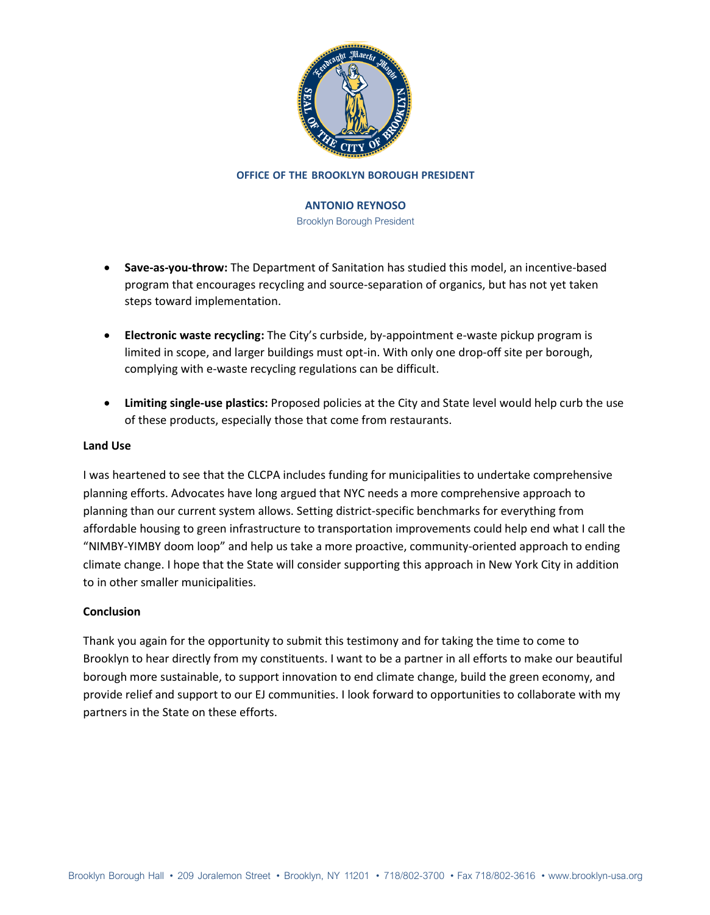**OFFICE OF THE BROOKLYN BOROUGH PRESIDENT**

**ANTONIO REYNOSO**
Brooklyn Borough President

- **Save-as-you-throw:** The Department of Sanitation has studied this model, an incentive-based program that encourages recycling and source-separation of organics, but has not yet taken steps toward implementation.

- **Electronic waste recycling:** The City's curbside, by-appointment e-waste pickup program is limited in scope, and larger buildings must opt-in. With only one drop-off site per borough, complying with e-waste recycling regulations can be difficult.

- **Limiting single-use plastics:** Proposed policies at the City and State level would help curb the use of these products, especially those that come from restaurants.

**Land Use**

I was heartened to see that the CLCPA includes funding for municipalities to undertake comprehensive planning efforts. Advocates have long argued that NYC needs a more comprehensive approach to planning than our current system allows. Setting district-specific benchmarks for everything from affordable housing to green infrastructure to transportation improvements could help end what I call the "NIMBY-YIMBY doom loop" and help us take a more proactive, community-oriented approach to ending climate change. I hope that the State will consider supporting this approach in New York City in addition to in other smaller municipalities.

**Conclusion**

Thank you again for the opportunity to submit this testimony and for taking the time to come to Brooklyn to hear directly from my constituents. I want to be a partner in all efforts to make our beautiful borough more sustainable, to support innovation to end climate change, build the green economy, and provide relief and support to our EJ communities. I look forward to opportunities to collaborate with my partners in the State on these efforts.